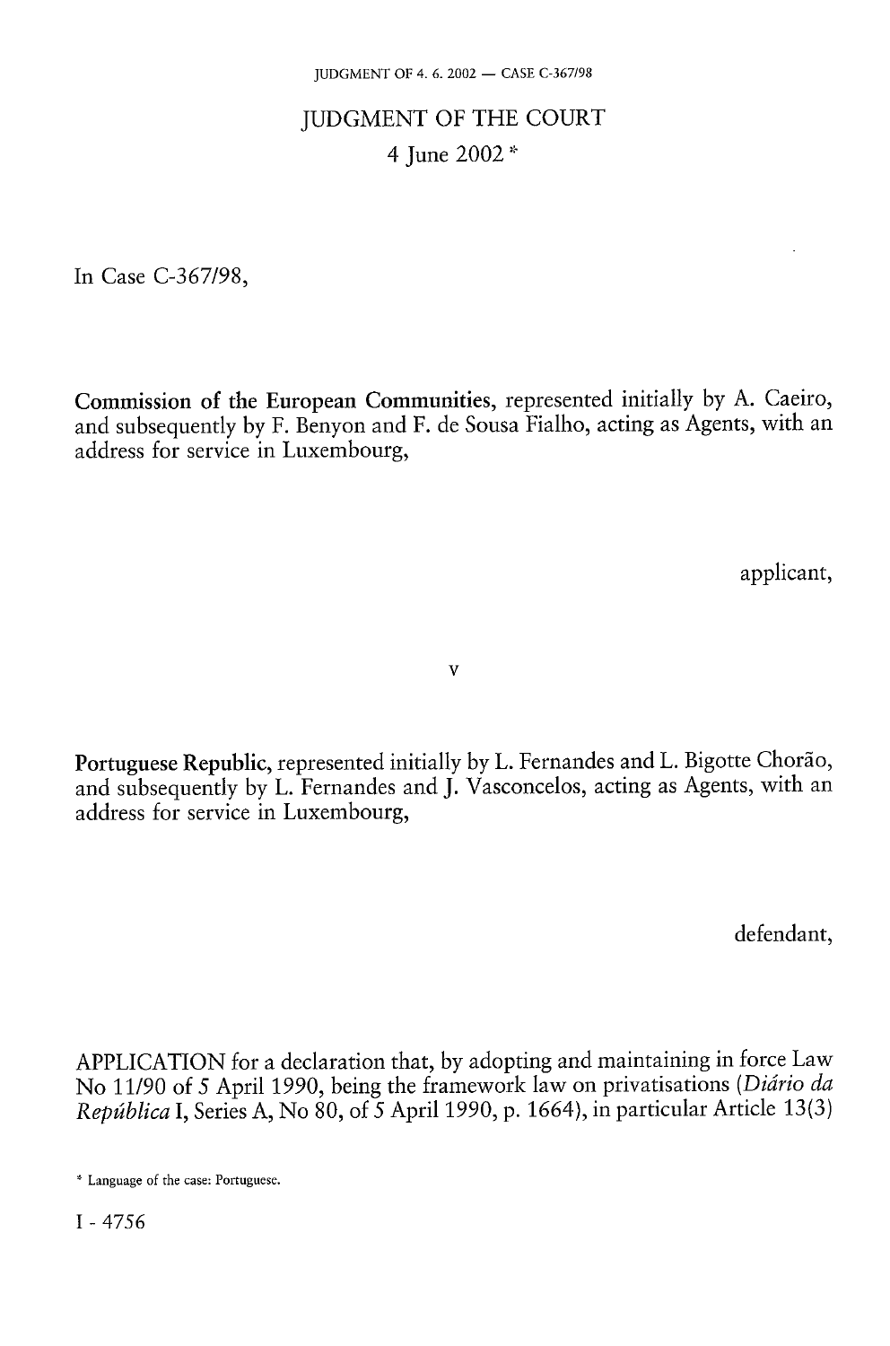# JUDGMENT OF THE COURT

4 June 2002 *

In Case C-367/98,

**Commission of the European Communities**, represented initially by A. Caeiro, and subsequently by F. Benyon and F. de Sousa Fialho, acting as Agents, with an address for service in Luxembourg,

applicant,

v

**Portuguese Republic**, represented initially by L. Fernandes and L. Bigotte Chorão, and subsequently by L. Fernandes and J. Vasconcelos, acting as Agents, with an address for service in Luxembourg,

defendant,

APPLICATION for a declaration that, by adopting and maintaining in force Law No 11/90 of 5 April 1990, being the framework law on privatisations (*Diário da República* I, Series A, No 80, of 5 April 1990, p. 1664), in particular Article 13(3)

* Language of the case: Portuguese.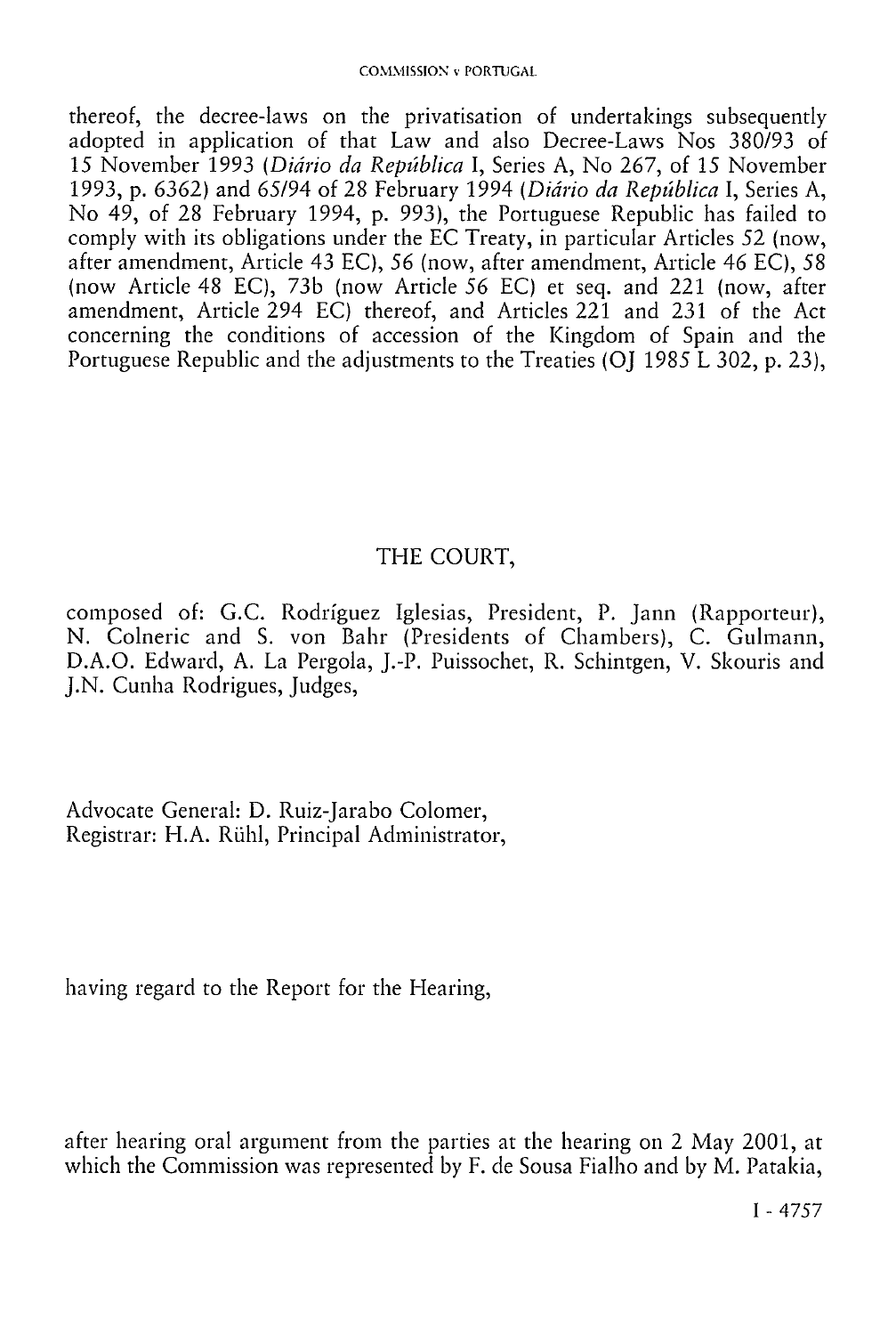thereof, the decree-laws on the privatisation of undertakings subsequently adopted in application of that Law and also Decree-Laws Nos 380/93 of 15 November 1993 (*Diário da República* I, Series A, No 267, of 15 November 1993, p. 6362) and 65/94 of 28 February 1994 (*Diário da República* I, Series A, No 49, of 28 February 1994, p. 993), the Portuguese Republic has failed to comply with its obligations under the EC Treaty, in particular Articles 52 (now, after amendment, Article 43 EC), 56 (now, after amendment, Article 46 EC), 58 (now Article 48 EC), 73b (now Article 56 EC) et seq. and 221 (now, after amendment, Article 294 EC) thereof, and Articles 221 and 231 of the Act concerning the conditions of accession of the Kingdom of Spain and the Portuguese Republic and the adjustments to the Treaties (OJ 1985 L 302, p. 23),

THE COURT,

composed of: G.C. Rodríguez Iglesias, President, P. Jann (Rapporteur), N. Colneric and S. von Bahr (Presidents of Chambers), C. Gulmann, D.A.O. Edward, A. La Pergola, J.-P. Puissochet, R. Schintgen, V. Skouris and J.N. Cunha Rodrigues, Judges,

Advocate General: D. Ruiz-Jarabo Colomer,
Registrar: H.A. Rühl, Principal Administrator,

having regard to the Report for the Hearing,

after hearing oral argument from the parties at the hearing on 2 May 2001, at which the Commission was represented by F. de Sousa Fialho and by M. Patakia,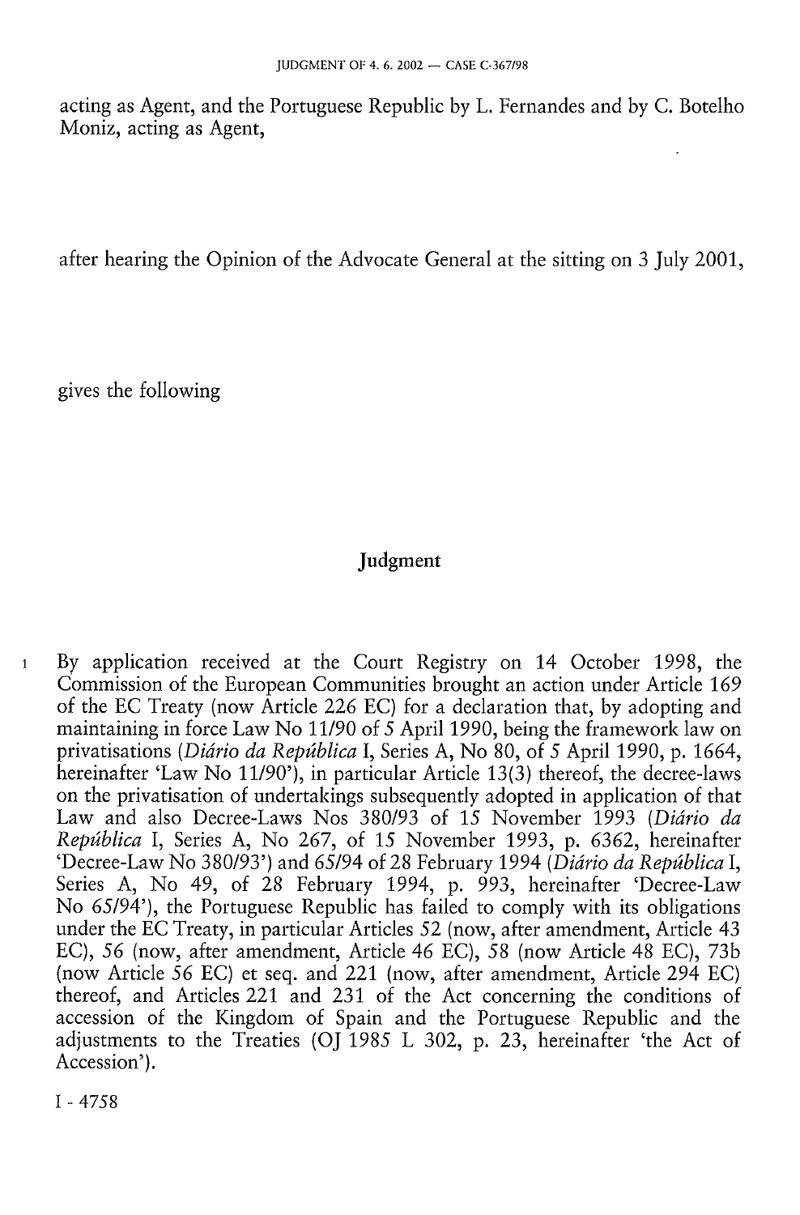acting as Agent, and the Portuguese Republic by L. Fernandes and by C. Botelho Moniz, acting as Agent,

after hearing the Opinion of the Advocate General at the sitting on 3 July 2001,

gives the following

## Judgment

1 By application received at the Court Registry on 14 October 1998, the Commission of the European Communities brought an action under Article 169 of the EC Treaty (now Article 226 EC) for a declaration that, by adopting and maintaining in force Law No 11/90 of 5 April 1990, being the framework law on privatisations (*Diário da República* I, Series A, No 80, of 5 April 1990, p. 1664, hereinafter 'Law No 11/90'), in particular Article 13(3) thereof, the decree-laws on the privatisation of undertakings subsequently adopted in application of that Law and also Decree-Laws Nos 380/93 of 15 November 1993 (*Diário da República* I, Series A, No 267, of 15 November 1993, p. 6362, hereinafter 'Decree-Law No 380/93') and 65/94 of 28 February 1994 (*Diário da República* I, Series A, No 49, of 28 February 1994, p. 993, hereinafter 'Decree-Law No 65/94'), the Portuguese Republic has failed to comply with its obligations under the EC Treaty, in particular Articles 52 (now, after amendment, Article 43 EC), 56 (now, after amendment, Article 46 EC), 58 (now Article 48 EC), 73b (now Article 56 EC) et seq. and 221 (now, after amendment, Article 294 EC) thereof, and Articles 221 and 231 of the Act concerning the conditions of accession of the Kingdom of Spain and the Portuguese Republic and the adjustments to the Treaties (OJ 1985 L 302, p. 23, hereinafter 'the Act of Accession').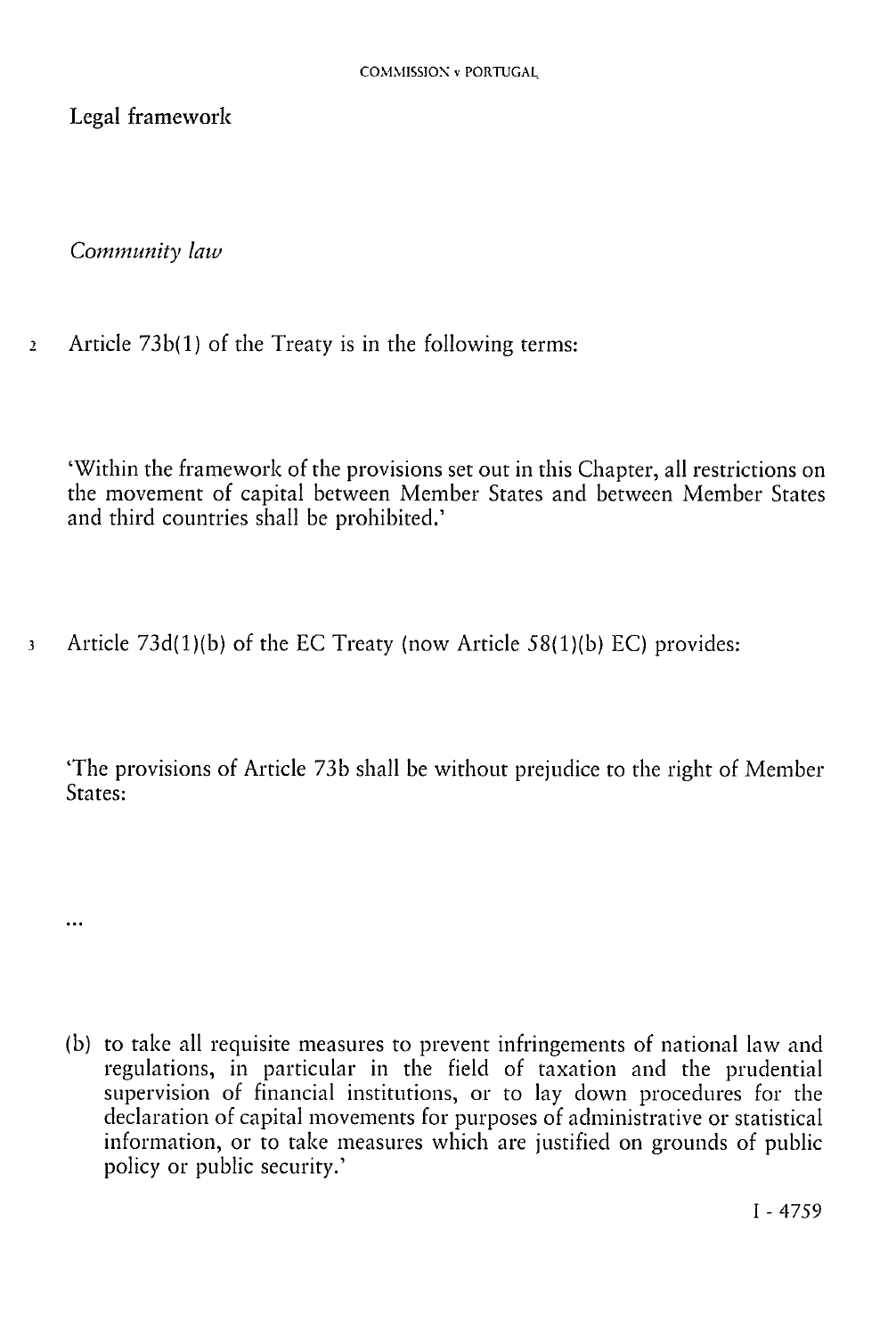## Legal framework

### *Community law*

2 Article 73b(1) of the Treaty is in the following terms:

'Within the framework of the provisions set out in this Chapter, all restrictions on the movement of capital between Member States and between Member States and third countries shall be prohibited.'

3 Article 73d(1)(b) of the EC Treaty (now Article 58(1)(b) EC) provides:

'The provisions of Article 73b shall be without prejudice to the right of Member States:

...

(b) to take all requisite measures to prevent infringements of national law and regulations, in particular in the field of taxation and the prudential supervision of financial institutions, or to lay down procedures for the declaration of capital movements for purposes of administrative or statistical information, or to take measures which are justified on grounds of public policy or public security.'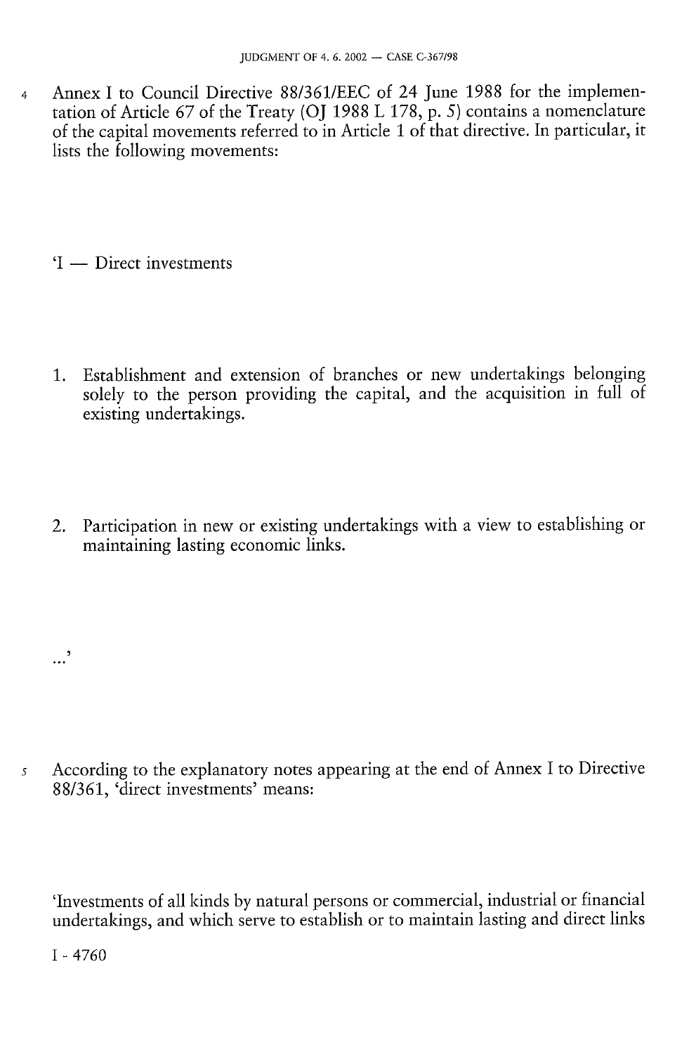4 Annex I to Council Directive 88/361/EEC of 24 June 1988 for the implementation of Article 67 of the Treaty (OJ 1988 L 178, p. 5) contains a nomenclature of the capital movements referred to in Article 1 of that directive. In particular, it lists the following movements:

'I — Direct investments

1. Establishment and extension of branches or new undertakings belonging solely to the person providing the capital, and the acquisition in full of existing undertakings.

2. Participation in new or existing undertakings with a view to establishing or maintaining lasting economic links.

...'

5 According to the explanatory notes appearing at the end of Annex I to Directive 88/361, 'direct investments' means:

'Investments of all kinds by natural persons or commercial, industrial or financial undertakings, and which serve to establish or to maintain lasting and direct links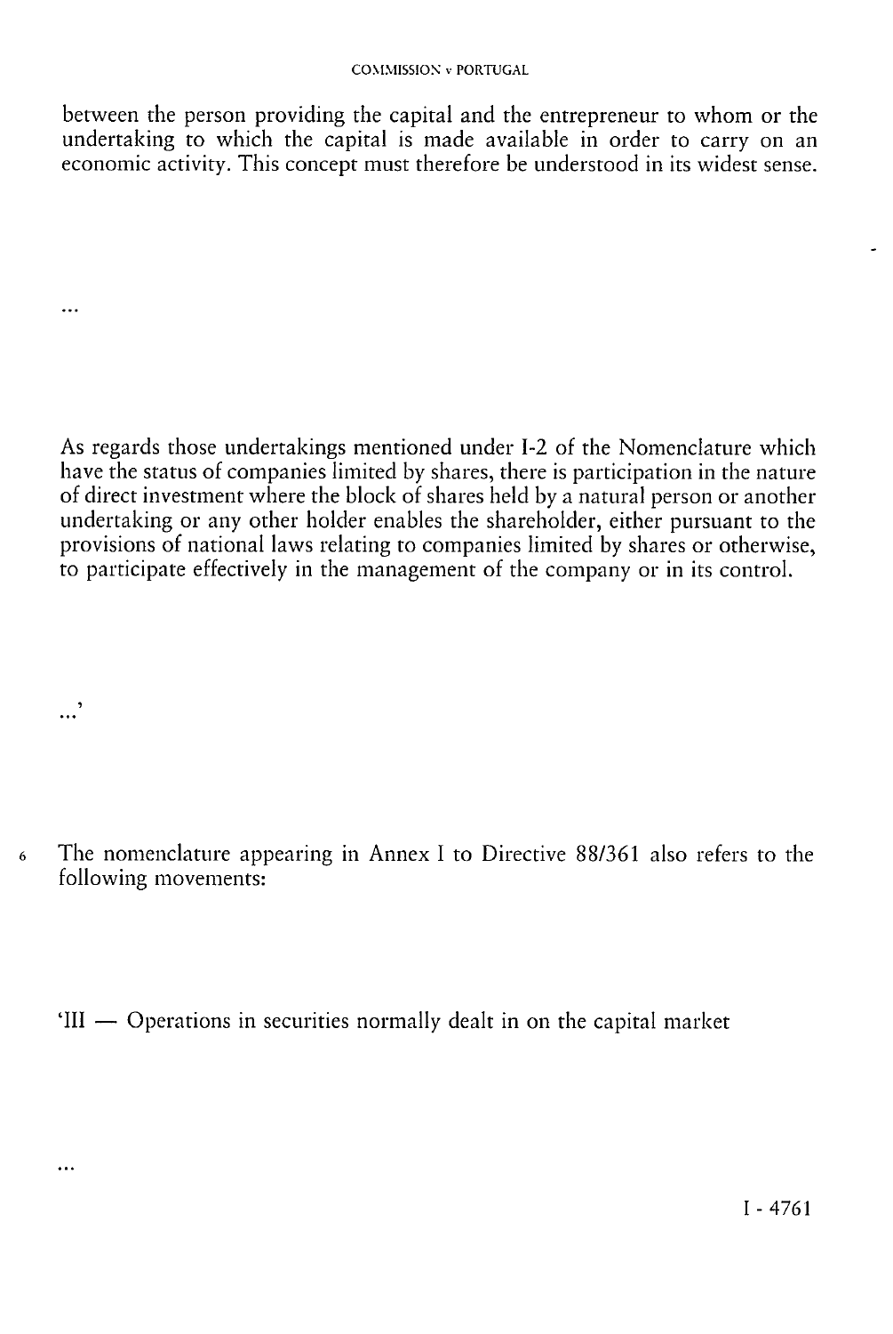between the person providing the capital and the entrepreneur to whom or the undertaking to which the capital is made available in order to carry on an economic activity. This concept must therefore be understood in its widest sense.

...

As regards those undertakings mentioned under I-2 of the Nomenclature which have the status of companies limited by shares, there is participation in the nature of direct investment where the block of shares held by a natural person or another undertaking or any other holder enables the shareholder, either pursuant to the provisions of national laws relating to companies limited by shares or otherwise, to participate effectively in the management of the company or in its control.

...'

6 The nomenclature appearing in Annex I to Directive 88/361 also refers to the following movements:

'III — Operations in securities normally dealt in on the capital market

...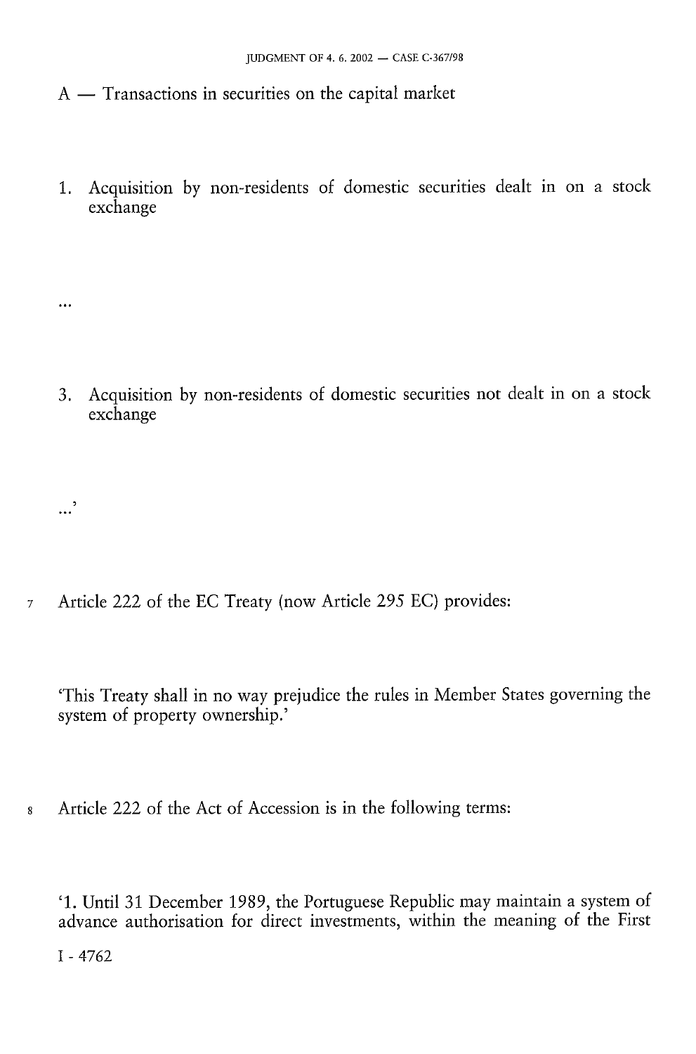A — Transactions in securities on the capital market

1. Acquisition by non-residents of domestic securities dealt in on a stock exchange

...

3. Acquisition by non-residents of domestic securities not dealt in on a stock exchange

...'

7 Article 222 of the EC Treaty (now Article 295 EC) provides:

'This Treaty shall in no way prejudice the rules in Member States governing the system of property ownership.'

8 Article 222 of the Act of Accession is in the following terms:

'1. Until 31 December 1989, the Portuguese Republic may maintain a system of advance authorisation for direct investments, within the meaning of the First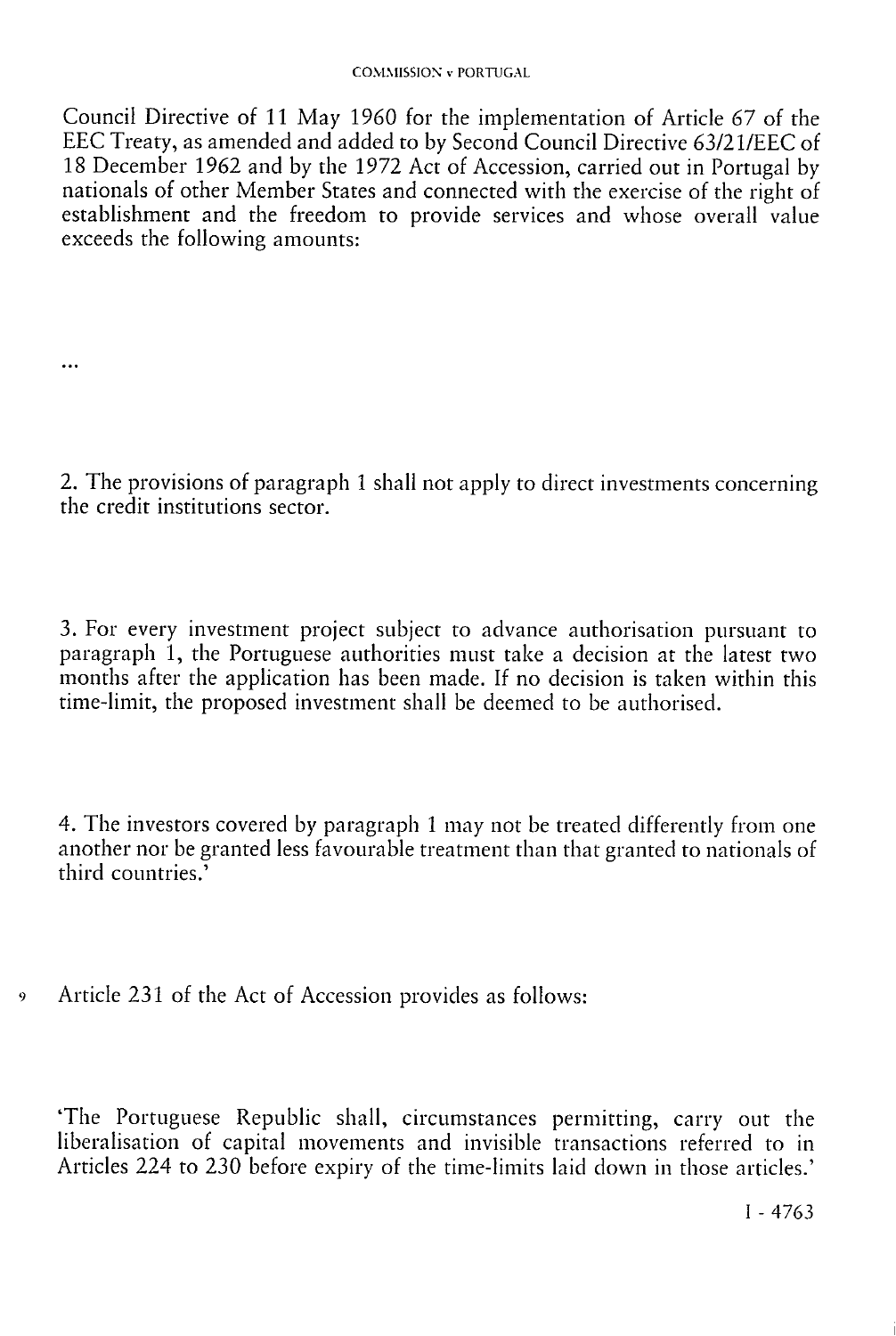Council Directive of 11 May 1960 for the implementation of Article 67 of the EEC Treaty, as amended and added to by Second Council Directive 63/21/EEC of 18 December 1962 and by the 1972 Act of Accession, carried out in Portugal by nationals of other Member States and connected with the exercise of the right of establishment and the freedom to provide services and whose overall value exceeds the following amounts:

...

2. The provisions of paragraph 1 shall not apply to direct investments concerning the credit institutions sector.

3. For every investment project subject to advance authorisation pursuant to paragraph 1, the Portuguese authorities must take a decision at the latest two months after the application has been made. If no decision is taken within this time-limit, the proposed investment shall be deemed to be authorised.

4. The investors covered by paragraph 1 may not be treated differently from one another nor be granted less favourable treatment than that granted to nationals of third countries.'

9 Article 231 of the Act of Accession provides as follows:

'The Portuguese Republic shall, circumstances permitting, carry out the liberalisation of capital movements and invisible transactions referred to in Articles 224 to 230 before expiry of the time-limits laid down in those articles.'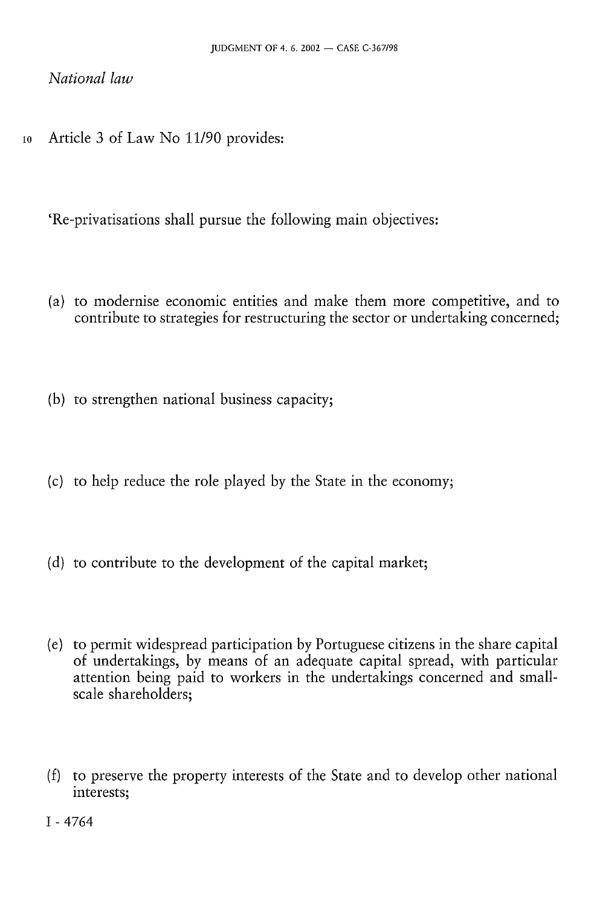*National law*

10 Article 3 of Law No 11/90 provides:

'Re-privatisations shall pursue the following main objectives:

(a) to modernise economic entities and make them more competitive, and to contribute to strategies for restructuring the sector or undertaking concerned;

(b) to strengthen national business capacity;

(c) to help reduce the role played by the State in the economy;

(d) to contribute to the development of the capital market;

(e) to permit widespread participation by Portuguese citizens in the share capital of undertakings, by means of an adequate capital spread, with particular attention being paid to workers in the undertakings concerned and small-scale shareholders;

(f) to preserve the property interests of the State and to develop other national interests;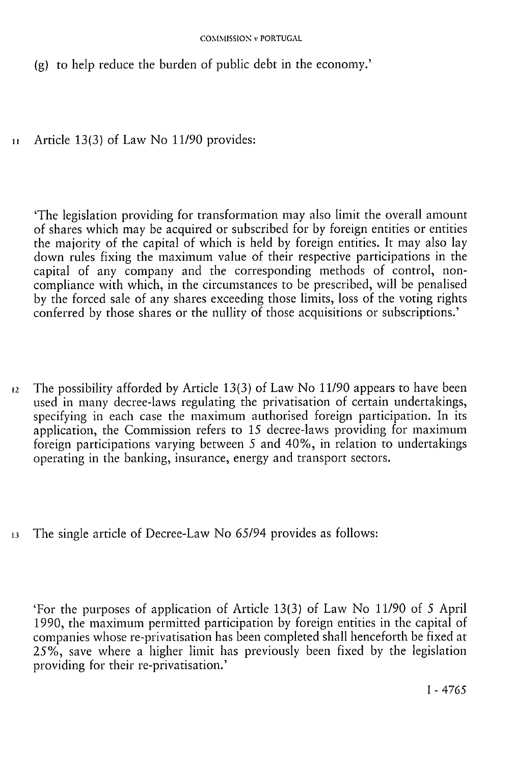(g) to help reduce the burden of public debt in the economy.'

11 Article 13(3) of Law No 11/90 provides:

'The legislation providing for transformation may also limit the overall amount of shares which may be acquired or subscribed for by foreign entities or entities the majority of the capital of which is held by foreign entities. It may also lay down rules fixing the maximum value of their respective participations in the capital of any company and the corresponding methods of control, non-compliance with which, in the circumstances to be prescribed, will be penalised by the forced sale of any shares exceeding those limits, loss of the voting rights conferred by those shares or the nullity of those acquisitions or subscriptions.'

12 The possibility afforded by Article 13(3) of Law No 11/90 appears to have been used in many decree-laws regulating the privatisation of certain undertakings, specifying in each case the maximum authorised foreign participation. In its application, the Commission refers to 15 decree-laws providing for maximum foreign participations varying between 5 and 40%, in relation to undertakings operating in the banking, insurance, energy and transport sectors.

13 The single article of Decree-Law No 65/94 provides as follows:

'For the purposes of application of Article 13(3) of Law No 11/90 of 5 April 1990, the maximum permitted participation by foreign entities in the capital of companies whose re-privatisation has been completed shall henceforth be fixed at 25%, save where a higher limit has previously been fixed by the legislation providing for their re-privatisation.'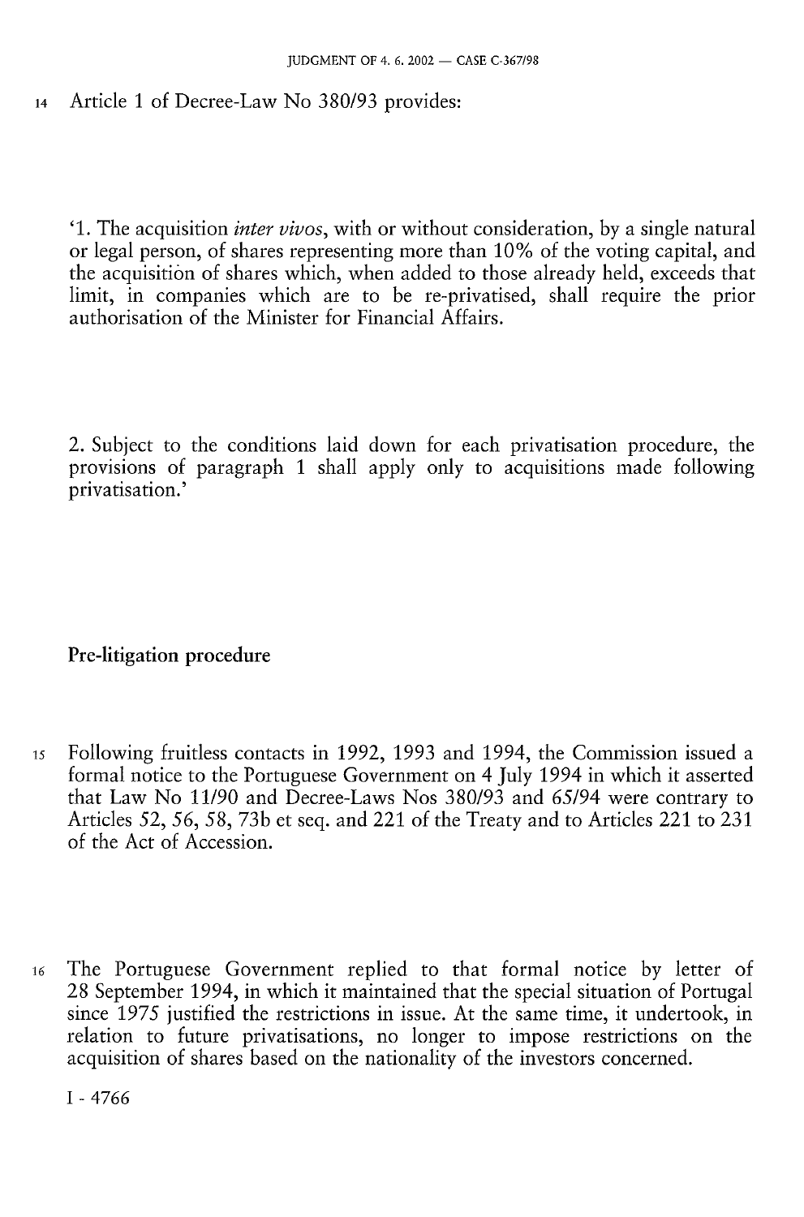14 Article 1 of Decree-Law No 380/93 provides:

'1. The acquisition *inter vivos*, with or without consideration, by a single natural or legal person, of shares representing more than 10% of the voting capital, and the acquisition of shares which, when added to those already held, exceeds that limit, in companies which are to be re-privatised, shall require the prior authorisation of the Minister for Financial Affairs.

2. Subject to the conditions laid down for each privatisation procedure, the provisions of paragraph 1 shall apply only to acquisitions made following privatisation.'

## Pre-litigation procedure

15 Following fruitless contacts in 1992, 1993 and 1994, the Commission issued a formal notice to the Portuguese Government on 4 July 1994 in which it asserted that Law No 11/90 and Decree-Laws Nos 380/93 and 65/94 were contrary to Articles 52, 56, 58, 73b et seq. and 221 of the Treaty and to Articles 221 to 231 of the Act of Accession.

16 The Portuguese Government replied to that formal notice by letter of 28 September 1994, in which it maintained that the special situation of Portugal since 1975 justified the restrictions in issue. At the same time, it undertook, in relation to future privatisations, no longer to impose restrictions on the acquisition of shares based on the nationality of the investors concerned.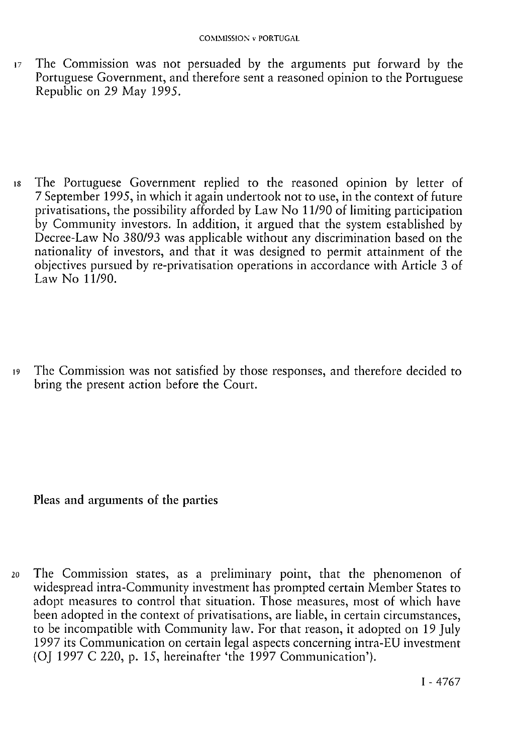17 The Commission was not persuaded by the arguments put forward by the Portuguese Government, and therefore sent a reasoned opinion to the Portuguese Republic on 29 May 1995.

18 The Portuguese Government replied to the reasoned opinion by letter of 7 September 1995, in which it again undertook not to use, in the context of future privatisations, the possibility afforded by Law No 11/90 of limiting participation by Community investors. In addition, it argued that the system established by Decree-Law No 380/93 was applicable without any discrimination based on the nationality of investors, and that it was designed to permit attainment of the objectives pursued by re-privatisation operations in accordance with Article 3 of Law No 11/90.

19 The Commission was not satisfied by those responses, and therefore decided to bring the present action before the Court.

## Pleas and arguments of the parties

20 The Commission states, as a preliminary point, that the phenomenon of widespread intra-Community investment has prompted certain Member States to adopt measures to control that situation. Those measures, most of which have been adopted in the context of privatisations, are liable, in certain circumstances, to be incompatible with Community law. For that reason, it adopted on 19 July 1997 its Communication on certain legal aspects concerning intra-EU investment (OJ 1997 C 220, p. 15, hereinafter 'the 1997 Communication').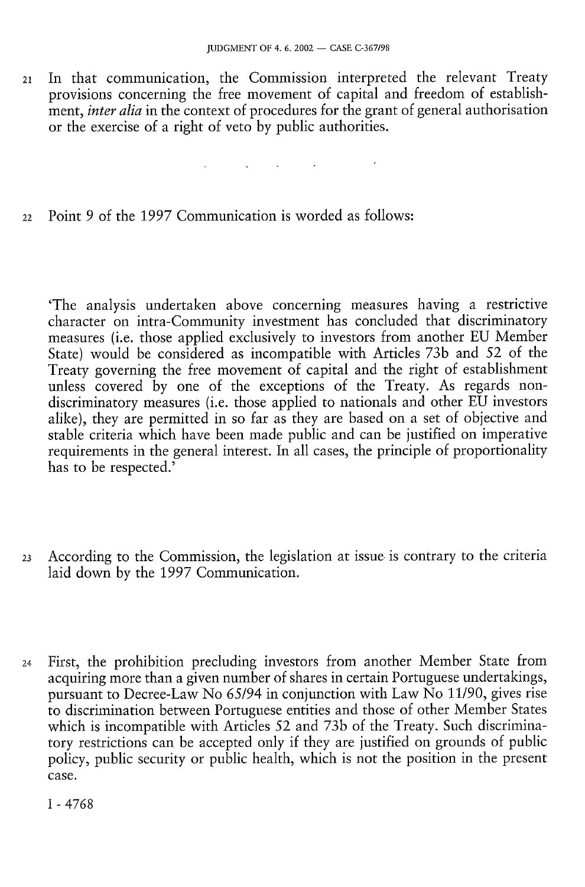21 In that communication, the Commission interpreted the relevant Treaty provisions concerning the free movement of capital and freedom of establishment, *inter alia* in the context of procedures for the grant of general authorisation or the exercise of a right of veto by public authorities.

22 Point 9 of the 1997 Communication is worded as follows:

'The analysis undertaken above concerning measures having a restrictive character on intra-Community investment has concluded that discriminatory measures (i.e. those applied exclusively to investors from another EU Member State) would be considered as incompatible with Articles 73b and 52 of the Treaty governing the free movement of capital and the right of establishment unless covered by one of the exceptions of the Treaty. As regards non-discriminatory measures (i.e. those applied to nationals and other EU investors alike), they are permitted in so far as they are based on a set of objective and stable criteria which have been made public and can be justified on imperative requirements in the general interest. In all cases, the principle of proportionality has to be respected.'

23 According to the Commission, the legislation at issue is contrary to the criteria laid down by the 1997 Communication.

24 First, the prohibition precluding investors from another Member State from acquiring more than a given number of shares in certain Portuguese undertakings, pursuant to Decree-Law No 65/94 in conjunction with Law No 11/90, gives rise to discrimination between Portuguese entities and those of other Member States which is incompatible with Articles 52 and 73b of the Treaty. Such discriminatory restrictions can be accepted only if they are justified on grounds of public policy, public security or public health, which is not the position in the present case.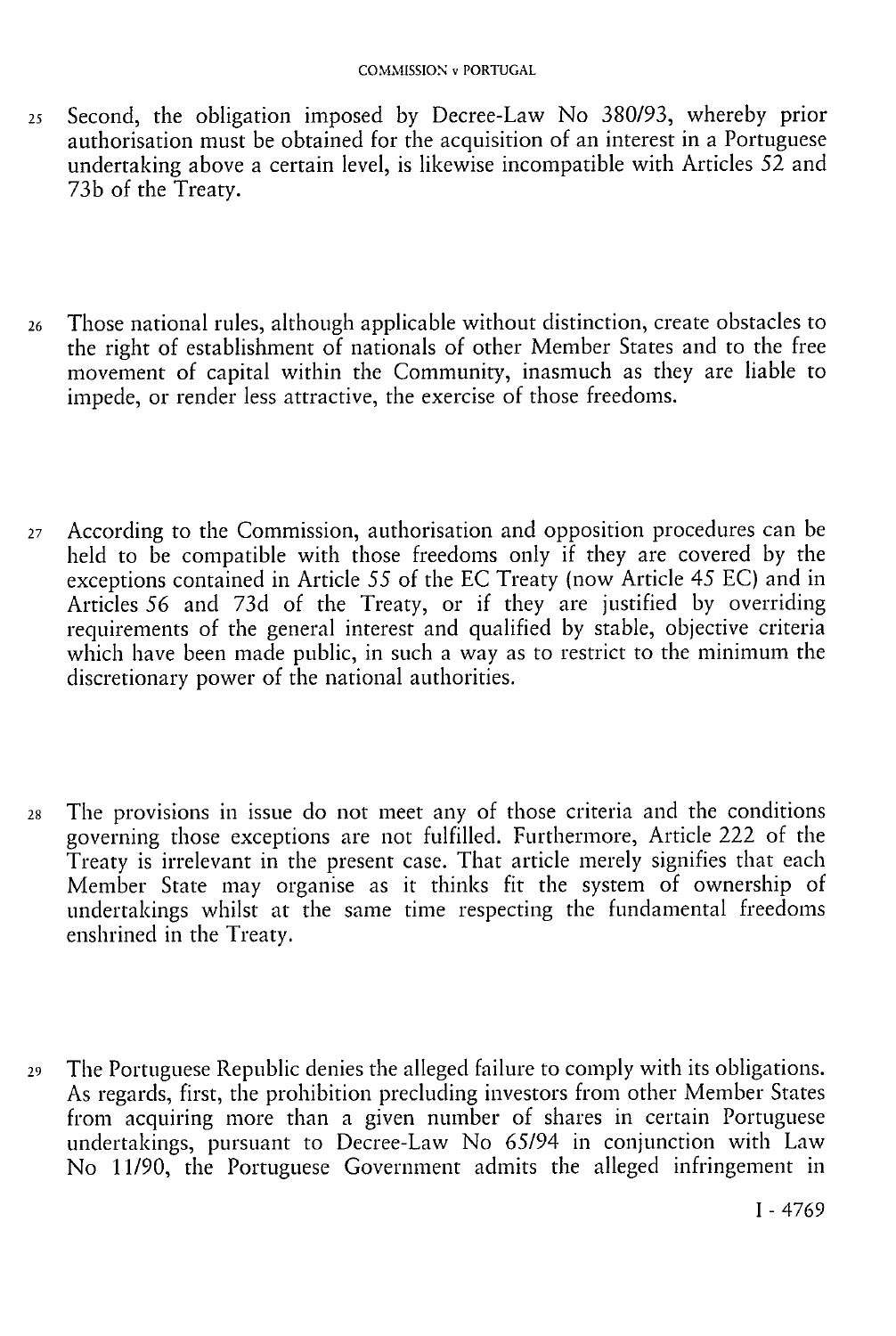25 Second, the obligation imposed by Decree-Law No 380/93, whereby prior authorisation must be obtained for the acquisition of an interest in a Portuguese undertaking above a certain level, is likewise incompatible with Articles 52 and 73b of the Treaty.

26 Those national rules, although applicable without distinction, create obstacles to the right of establishment of nationals of other Member States and to the free movement of capital within the Community, inasmuch as they are liable to impede, or render less attractive, the exercise of those freedoms.

27 According to the Commission, authorisation and opposition procedures can be held to be compatible with those freedoms only if they are covered by the exceptions contained in Article 55 of the EC Treaty (now Article 45 EC) and in Articles 56 and 73d of the Treaty, or if they are justified by overriding requirements of the general interest and qualified by stable, objective criteria which have been made public, in such a way as to restrict to the minimum the discretionary power of the national authorities.

28 The provisions in issue do not meet any of those criteria and the conditions governing those exceptions are not fulfilled. Furthermore, Article 222 of the Treaty is irrelevant in the present case. That article merely signifies that each Member State may organise as it thinks fit the system of ownership of undertakings whilst at the same time respecting the fundamental freedoms enshrined in the Treaty.

29 The Portuguese Republic denies the alleged failure to comply with its obligations. As regards, first, the prohibition precluding investors from other Member States from acquiring more than a given number of shares in certain Portuguese undertakings, pursuant to Decree-Law No 65/94 in conjunction with Law No 11/90, the Portuguese Government admits the alleged infringement in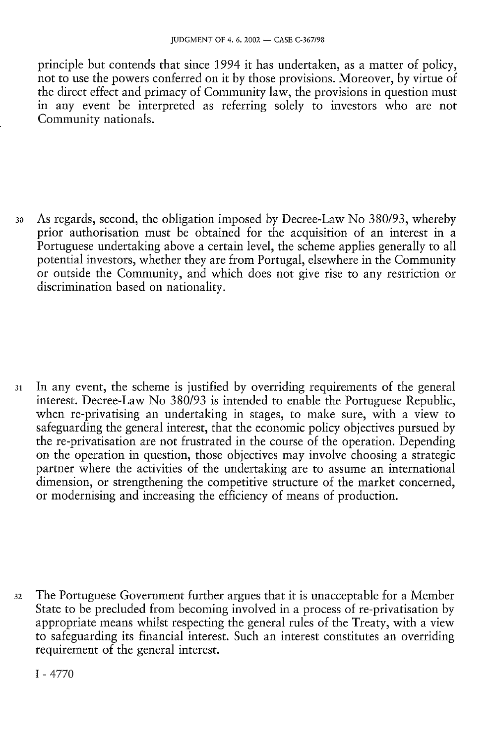principle but contends that since 1994 it has undertaken, as a matter of policy, not to use the powers conferred on it by those provisions. Moreover, by virtue of the direct effect and primacy of Community law, the provisions in question must in any event be interpreted as referring solely to investors who are not Community nationals.

30 As regards, second, the obligation imposed by Decree-Law No 380/93, whereby prior authorisation must be obtained for the acquisition of an interest in a Portuguese undertaking above a certain level, the scheme applies generally to all potential investors, whether they are from Portugal, elsewhere in the Community or outside the Community, and which does not give rise to any restriction or discrimination based on nationality.

31 In any event, the scheme is justified by overriding requirements of the general interest. Decree-Law No 380/93 is intended to enable the Portuguese Republic, when re-privatising an undertaking in stages, to make sure, with a view to safeguarding the general interest, that the economic policy objectives pursued by the re-privatisation are not frustrated in the course of the operation. Depending on the operation in question, those objectives may involve choosing a strategic partner where the activities of the undertaking are to assume an international dimension, or strengthening the competitive structure of the market concerned, or modernising and increasing the efficiency of means of production.

32 The Portuguese Government further argues that it is unacceptable for a Member State to be precluded from becoming involved in a process of re-privatisation by appropriate means whilst respecting the general rules of the Treaty, with a view to safeguarding its financial interest. Such an interest constitutes an overriding requirement of the general interest.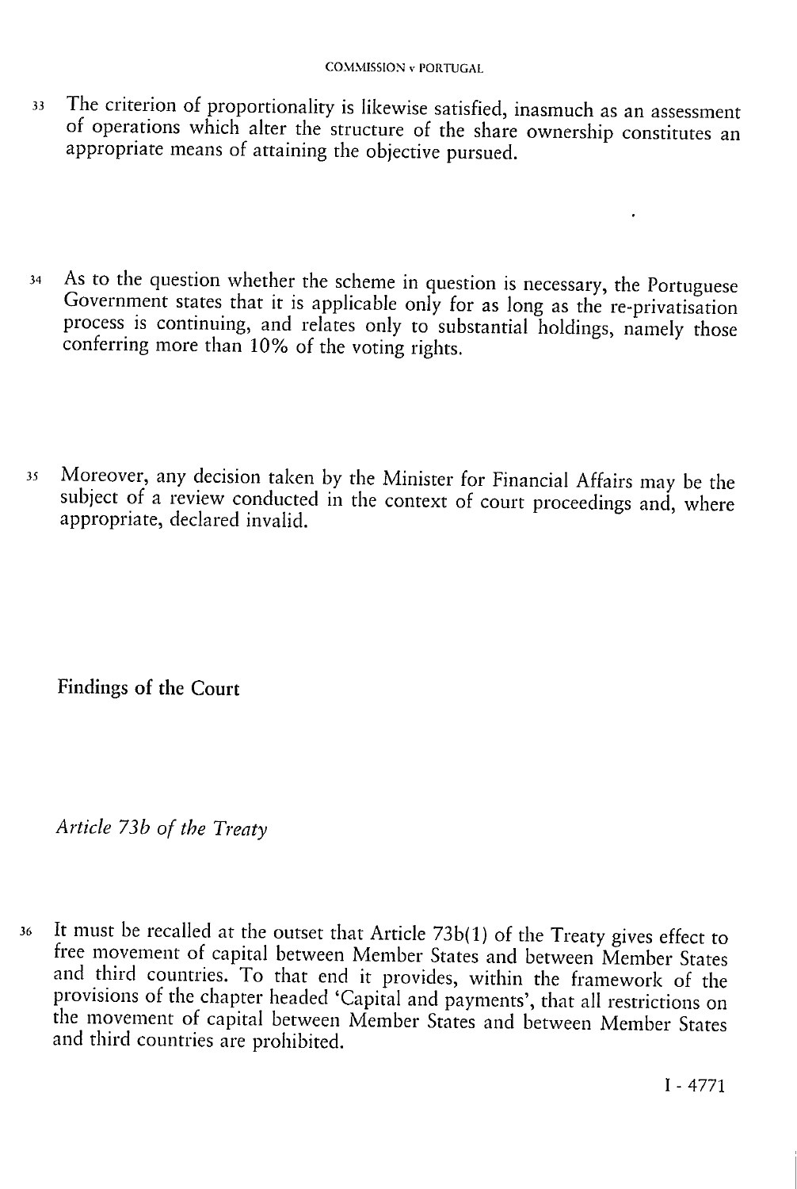33 The criterion of proportionality is likewise satisfied, inasmuch as an assessment of operations which alter the structure of the share ownership constitutes an appropriate means of attaining the objective pursued.

34 As to the question whether the scheme in question is necessary, the Portuguese Government states that it is applicable only for as long as the re-privatisation process is continuing, and relates only to substantial holdings, namely those conferring more than 10% of the voting rights.

35 Moreover, any decision taken by the Minister for Financial Affairs may be the subject of a review conducted in the context of court proceedings and, where appropriate, declared invalid.

## Findings of the Court

### *Article 73b of the Treaty*

36 It must be recalled at the outset that Article 73b(1) of the Treaty gives effect to free movement of capital between Member States and between Member States and third countries. To that end it provides, within the framework of the provisions of the chapter headed 'Capital and payments', that all restrictions on the movement of capital between Member States and between Member States and third countries are prohibited.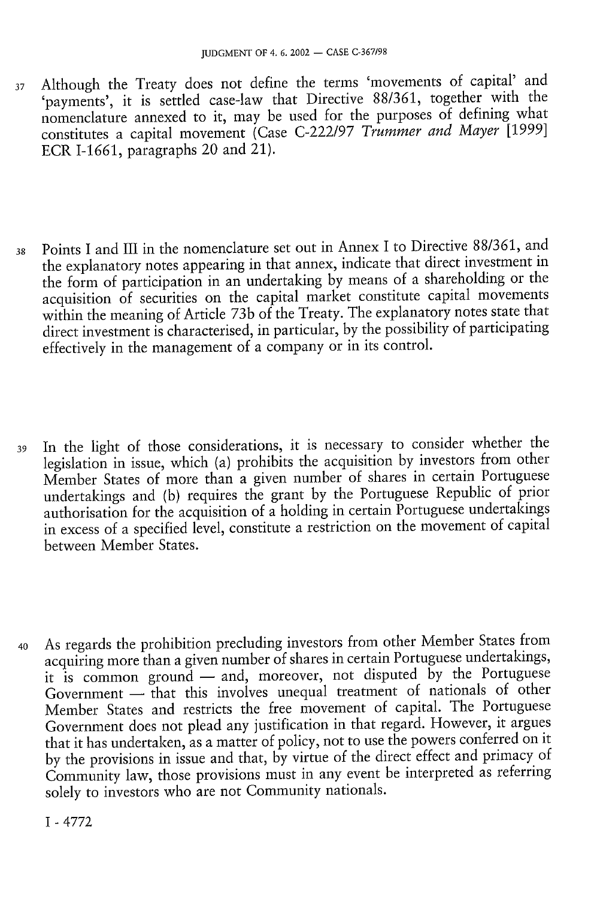37 Although the Treaty does not define the terms 'movements of capital' and 'payments', it is settled case-law that Directive 88/361, together with the nomenclature annexed to it, may be used for the purposes of defining what constitutes a capital movement (Case C-222/97 *Trummer and Mayer* [1999] ECR I-1661, paragraphs 20 and 21).

38 Points I and III in the nomenclature set out in Annex I to Directive 88/361, and the explanatory notes appearing in that annex, indicate that direct investment in the form of participation in an undertaking by means of a shareholding or the acquisition of securities on the capital market constitute capital movements within the meaning of Article 73b of the Treaty. The explanatory notes state that direct investment is characterised, in particular, by the possibility of participating effectively in the management of a company or in its control.

39 In the light of those considerations, it is necessary to consider whether the legislation in issue, which (a) prohibits the acquisition by investors from other Member States of more than a given number of shares in certain Portuguese undertakings and (b) requires the grant by the Portuguese Republic of prior authorisation for the acquisition of a holding in certain Portuguese undertakings in excess of a specified level, constitute a restriction on the movement of capital between Member States.

40 As regards the prohibition precluding investors from other Member States from acquiring more than a given number of shares in certain Portuguese undertakings, it is common ground — and, moreover, not disputed by the Portuguese Government — that this involves unequal treatment of nationals of other Member States and restricts the free movement of capital. The Portuguese Government does not plead any justification in that regard. However, it argues that it has undertaken, as a matter of policy, not to use the powers conferred on it by the provisions in issue and that, by virtue of the direct effect and primacy of Community law, those provisions must in any event be interpreted as referring solely to investors who are not Community nationals.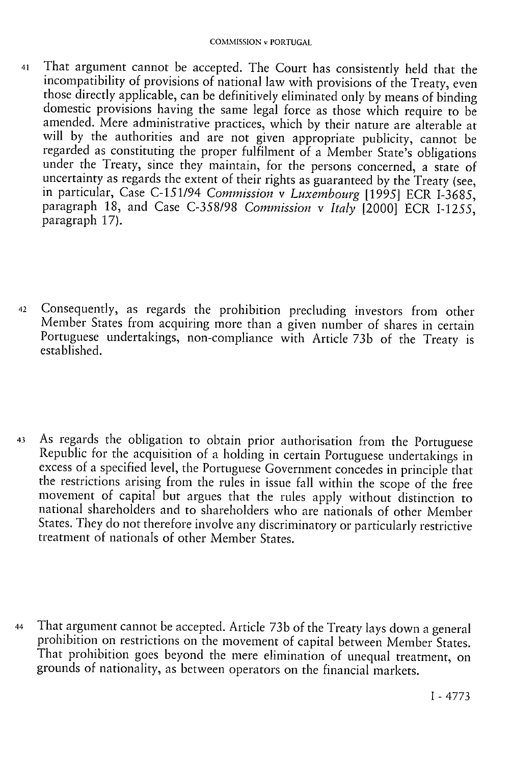41 That argument cannot be accepted. The Court has consistently held that the incompatibility of provisions of national law with provisions of the Treaty, even those directly applicable, can be definitively eliminated only by means of binding domestic provisions having the same legal force as those which require to be amended. Mere administrative practices, which by their nature are alterable at will by the authorities and are not given appropriate publicity, cannot be regarded as constituting the proper fulfilment of a Member State's obligations under the Treaty, since they maintain, for the persons concerned, a state of uncertainty as regards the extent of their rights as guaranteed by the Treaty (see, in particular, Case C-151/94 *Commission* v *Luxembourg* [1995] ECR I-3685, paragraph 18, and Case C-358/98 *Commission* v *Italy* [2000] ECR I-1255, paragraph 17).

42 Consequently, as regards the prohibition precluding investors from other Member States from acquiring more than a given number of shares in certain Portuguese undertakings, non-compliance with Article 73b of the Treaty is established.

43 As regards the obligation to obtain prior authorisation from the Portuguese Republic for the acquisition of a holding in certain Portuguese undertakings in excess of a specified level, the Portuguese Government concedes in principle that the restrictions arising from the rules in issue fall within the scope of the free movement of capital but argues that the rules apply without distinction to national shareholders and to shareholders who are nationals of other Member States. They do not therefore involve any discriminatory or particularly restrictive treatment of nationals of other Member States.

44 That argument cannot be accepted. Article 73b of the Treaty lays down a general prohibition on restrictions on the movement of capital between Member States. That prohibition goes beyond the mere elimination of unequal treatment, on grounds of nationality, as between operators on the financial markets.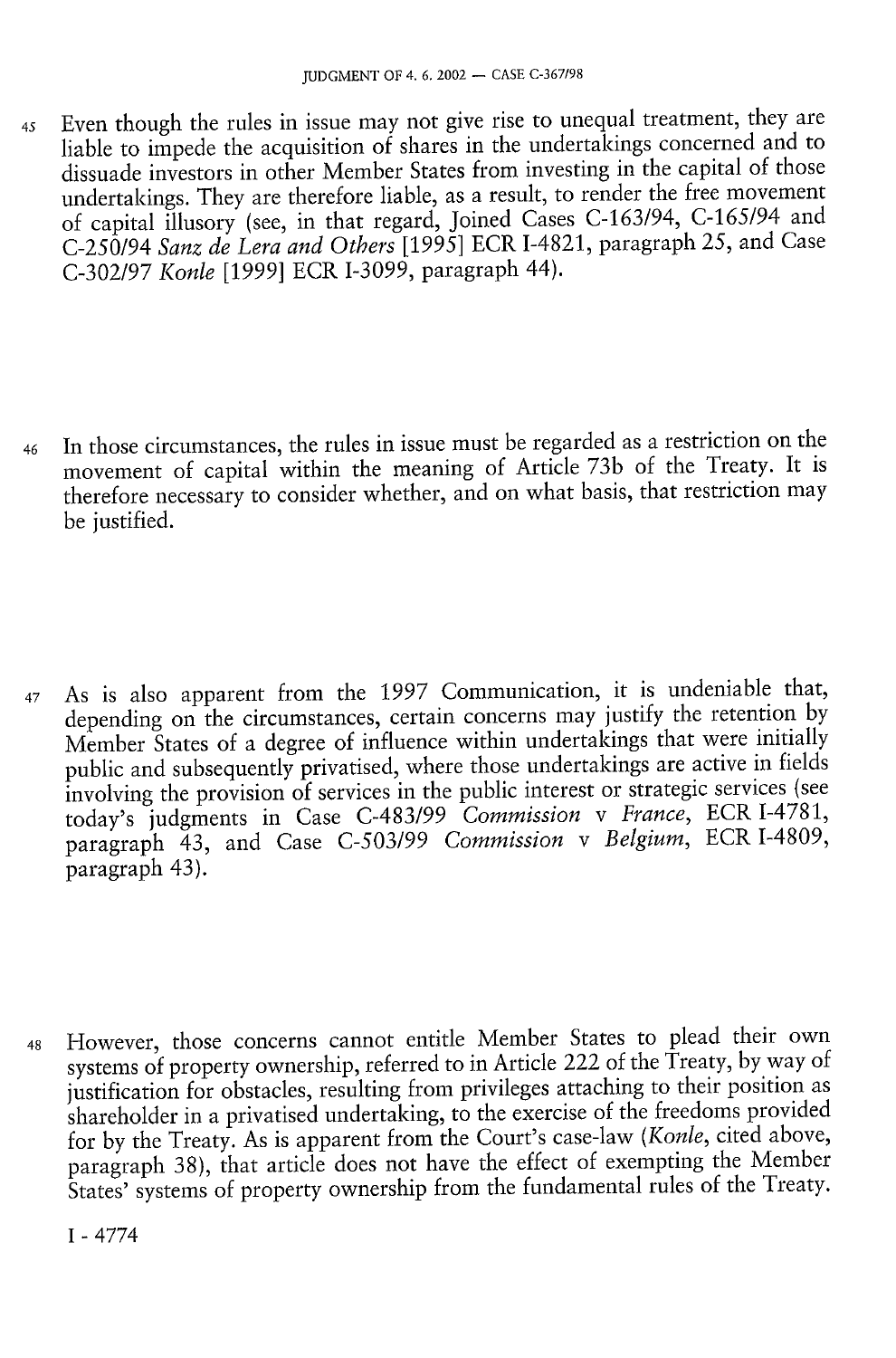45 Even though the rules in issue may not give rise to unequal treatment, they are liable to impede the acquisition of shares in the undertakings concerned and to dissuade investors in other Member States from investing in the capital of those undertakings. They are therefore liable, as a result, to render the free movement of capital illusory (see, in that regard, Joined Cases C-163/94, C-165/94 and C-250/94 *Sanz de Lera and Others* [1995] ECR I-4821, paragraph 25, and Case C-302/97 *Konle* [1999] ECR I-3099, paragraph 44).

46 In those circumstances, the rules in issue must be regarded as a restriction on the movement of capital within the meaning of Article 73b of the Treaty. It is therefore necessary to consider whether, and on what basis, that restriction may be justified.

47 As is also apparent from the 1997 Communication, it is undeniable that, depending on the circumstances, certain concerns may justify the retention by Member States of a degree of influence within undertakings that were initially public and subsequently privatised, where those undertakings are active in fields involving the provision of services in the public interest or strategic services (see today's judgments in Case C-483/99 *Commission* v *France*, ECR I-4781, paragraph 43, and Case C-503/99 *Commission* v *Belgium*, ECR I-4809, paragraph 43).

48 However, those concerns cannot entitle Member States to plead their own systems of property ownership, referred to in Article 222 of the Treaty, by way of justification for obstacles, resulting from privileges attaching to their position as shareholder in a privatised undertaking, to the exercise of the freedoms provided for by the Treaty. As is apparent from the Court's case-law (*Konle*, cited above, paragraph 38), that article does not have the effect of exempting the Member States' systems of property ownership from the fundamental rules of the Treaty.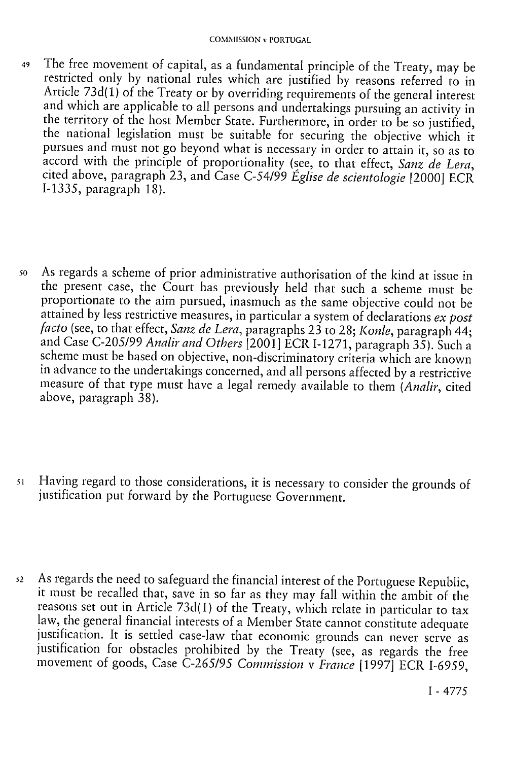49 The free movement of capital, as a fundamental principle of the Treaty, may be restricted only by national rules which are justified by reasons referred to in Article 73d(1) of the Treaty or by overriding requirements of the general interest and which are applicable to all persons and undertakings pursuing an activity in the territory of the host Member State. Furthermore, in order to be so justified, the national legislation must be suitable for securing the objective which it pursues and must not go beyond what is necessary in order to attain it, so as to accord with the principle of proportionality (see, to that effect, *Sanz de Lera*, cited above, paragraph 23, and Case C-54/99 *Église de scientologie* [2000] ECR I-1335, paragraph 18).

50 As regards a scheme of prior administrative authorisation of the kind at issue in the present case, the Court has previously held that such a scheme must be proportionate to the aim pursued, inasmuch as the same objective could not be attained by less restrictive measures, in particular a system of declarations *ex post facto* (see, to that effect, *Sanz de Lera*, paragraphs 23 to 28; *Konle*, paragraph 44; and Case C-205/99 *Analir and Others* [2001] ECR I-1271, paragraph 35). Such a scheme must be based on objective, non-discriminatory criteria which are known in advance to the undertakings concerned, and all persons affected by a restrictive measure of that type must have a legal remedy available to them (*Analir*, cited above, paragraph 38).

51 Having regard to those considerations, it is necessary to consider the grounds of justification put forward by the Portuguese Government.

52 As regards the need to safeguard the financial interest of the Portuguese Republic, it must be recalled that, save in so far as they may fall within the ambit of the reasons set out in Article 73d(1) of the Treaty, which relate in particular to tax law, the general financial interests of a Member State cannot constitute adequate justification. It is settled case-law that economic grounds can never serve as justification for obstacles prohibited by the Treaty (see, as regards the free movement of goods, Case C-265/95 *Commission* v *France* [1997] ECR I-6959,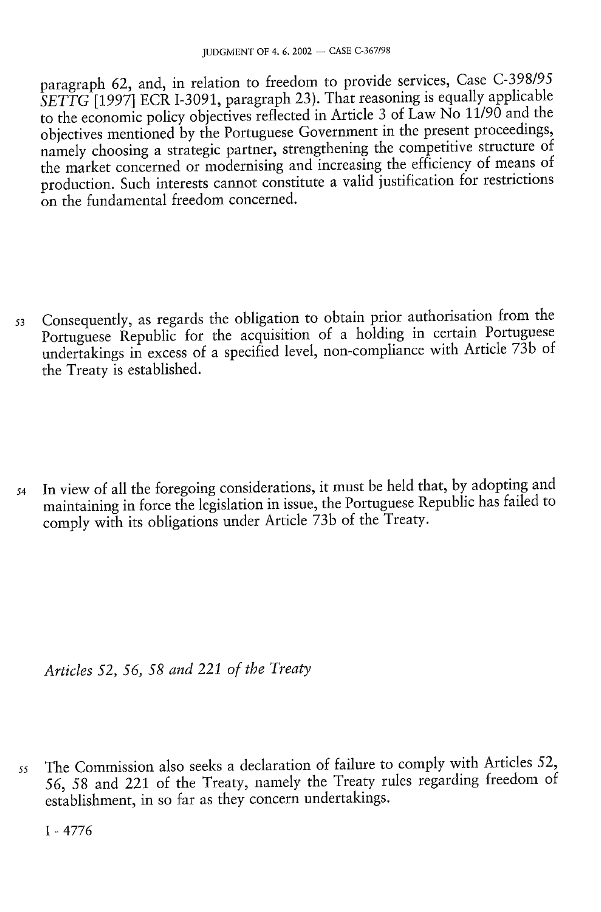paragraph 62, and, in relation to freedom to provide services, Case C-398/95 *SETTG* [1997] ECR I-3091, paragraph 23). That reasoning is equally applicable to the economic policy objectives reflected in Article 3 of Law No 11/90 and the objectives mentioned by the Portuguese Government in the present proceedings, namely choosing a strategic partner, strengthening the competitive structure of the market concerned or modernising and increasing the efficiency of means of production. Such interests cannot constitute a valid justification for restrictions on the fundamental freedom concerned.

53 Consequently, as regards the obligation to obtain prior authorisation from the Portuguese Republic for the acquisition of a holding in certain Portuguese undertakings in excess of a specified level, non-compliance with Article 73b of the Treaty is established.

54 In view of all the foregoing considerations, it must be held that, by adopting and maintaining in force the legislation in issue, the Portuguese Republic has failed to comply with its obligations under Article 73b of the Treaty.

*Articles 52, 56, 58 and 221 of the Treaty*

55 The Commission also seeks a declaration of failure to comply with Articles 52, 56, 58 and 221 of the Treaty, namely the Treaty rules regarding freedom of establishment, in so far as they concern undertakings.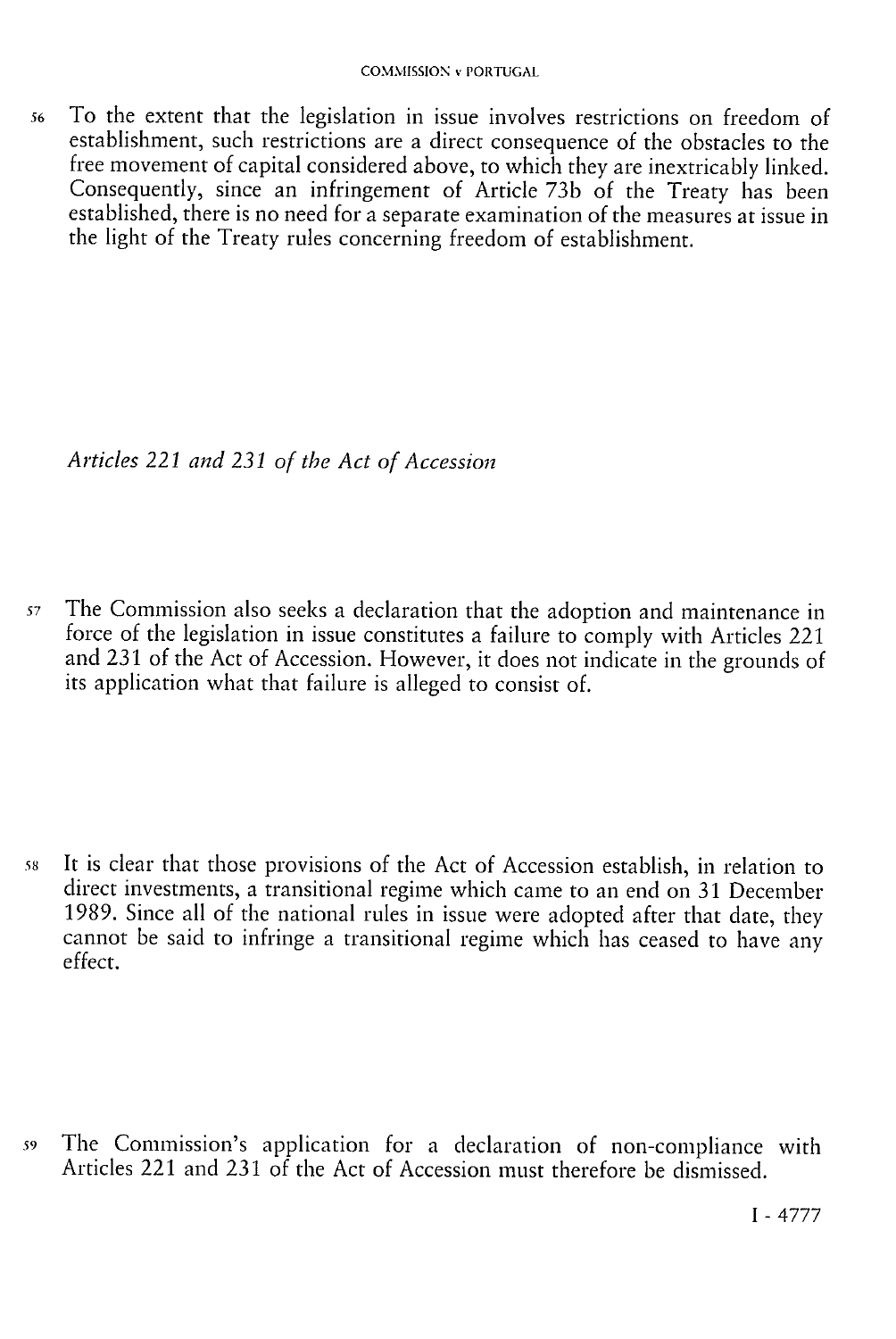56 To the extent that the legislation in issue involves restrictions on freedom of establishment, such restrictions are a direct consequence of the obstacles to the free movement of capital considered above, to which they are inextricably linked. Consequently, since an infringement of Article 73b of the Treaty has been established, there is no need for a separate examination of the measures at issue in the light of the Treaty rules concerning freedom of establishment.

*Articles 221 and 231 of the Act of Accession*

57 The Commission also seeks a declaration that the adoption and maintenance in force of the legislation in issue constitutes a failure to comply with Articles 221 and 231 of the Act of Accession. However, it does not indicate in the grounds of its application what that failure is alleged to consist of.

58 It is clear that those provisions of the Act of Accession establish, in relation to direct investments, a transitional regime which came to an end on 31 December 1989. Since all of the national rules in issue were adopted after that date, they cannot be said to infringe a transitional regime which has ceased to have any effect.

59 The Commission's application for a declaration of non-compliance with Articles 221 and 231 of the Act of Accession must therefore be dismissed.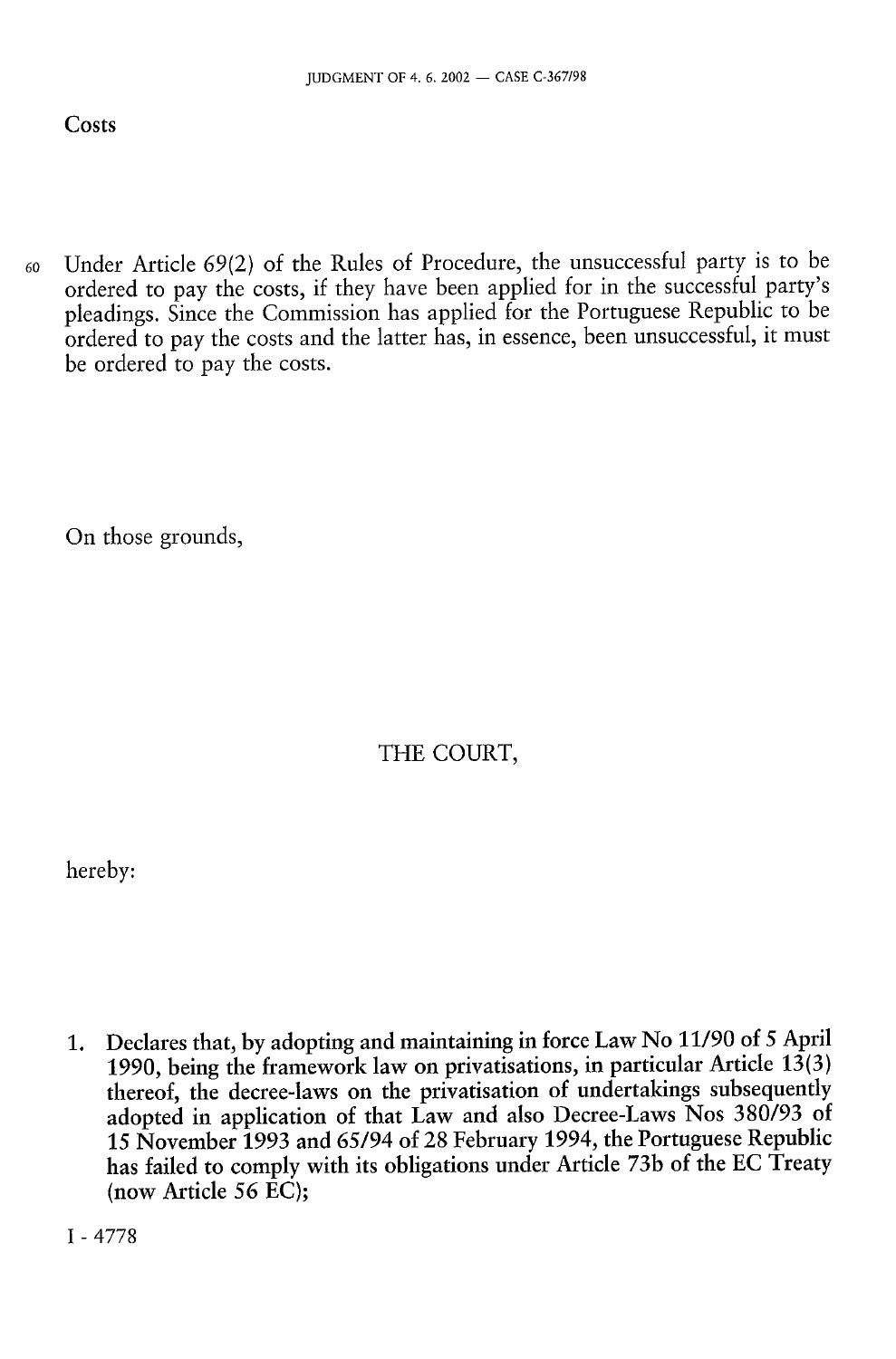## Costs

60 Under Article 69(2) of the Rules of Procedure, the unsuccessful party is to be ordered to pay the costs, if they have been applied for in the successful party's pleadings. Since the Commission has applied for the Portuguese Republic to be ordered to pay the costs and the latter has, in essence, been unsuccessful, it must be ordered to pay the costs.

On those grounds,

THE COURT,

hereby:

1. Declares that, by adopting and maintaining in force Law No 11/90 of 5 April 1990, being the framework law on privatisations, in particular Article 13(3) thereof, the decree-laws on the privatisation of undertakings subsequently adopted in application of that Law and also Decree-Laws Nos 380/93 of 15 November 1993 and 65/94 of 28 February 1994, the Portuguese Republic has failed to comply with its obligations under Article 73b of the EC Treaty (now Article 56 EC);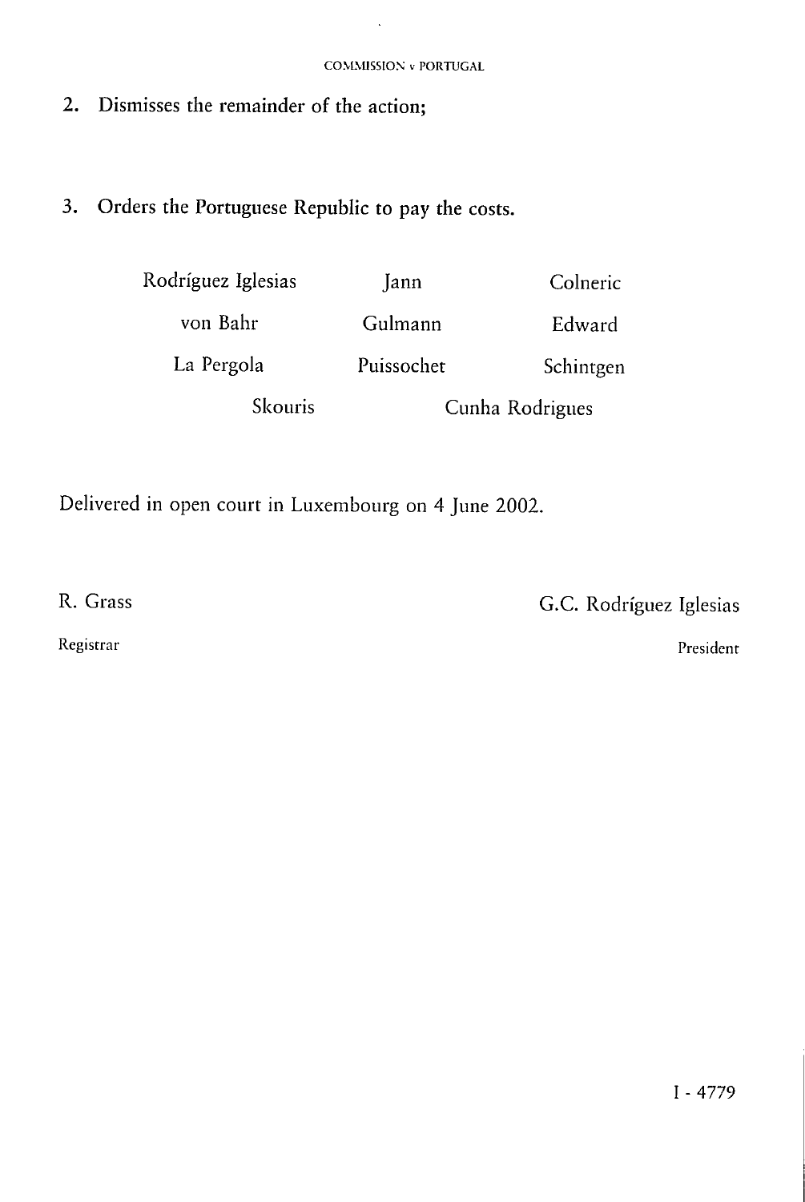2. Dismisses the remainder of the action;

3. Orders the Portuguese Republic to pay the costs.

| | | |
|---|---|---|
| Rodríguez Iglesias | Jann | Colneric |
| von Bahr | Gulmann | Edward |
| La Pergola | Puissochet | Schintgen |
| Skouris | Cunha Rodrigues | |

Delivered in open court in Luxembourg on 4 June 2002.

R. Grass

Registrar

G.C. Rodríguez Iglesias

President